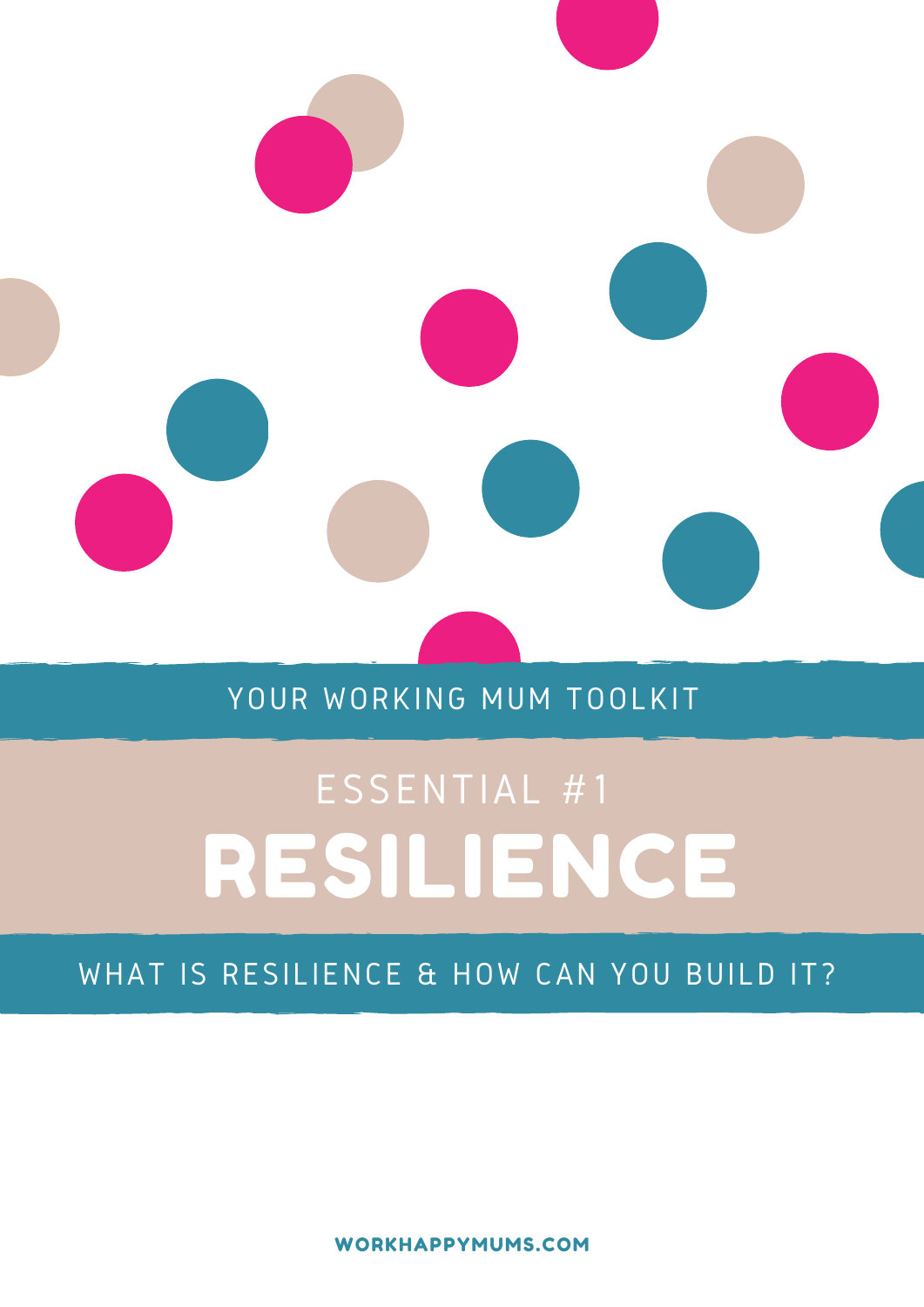YOUR WORKING MUM TOOLKIT

ESSENTIAL #1

# RESILIENCE

WHAT IS RESILIENCE & HOW CAN YOU BUILD IT?

WORKHAPPYMUMS.COM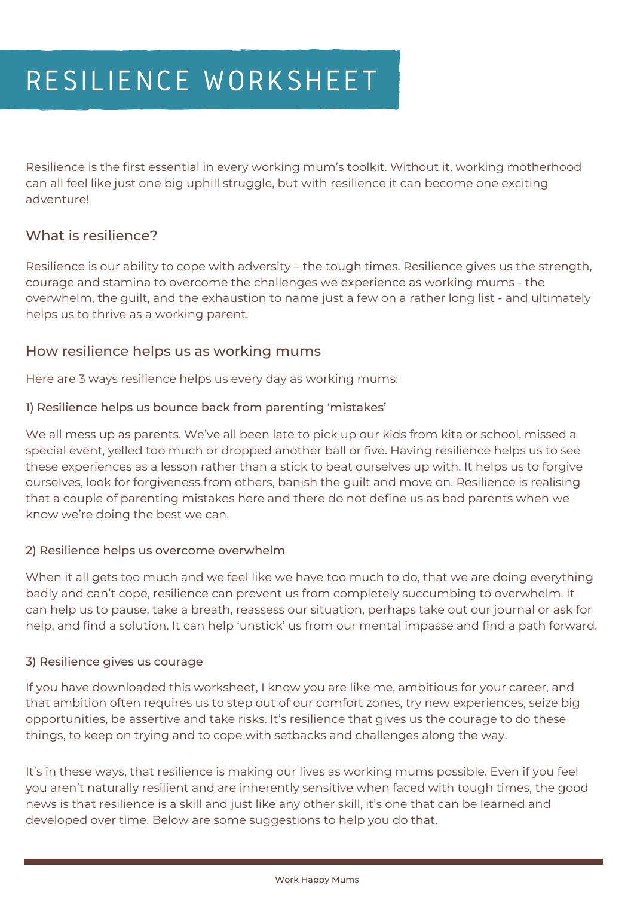# RESILIENCE WORKSHEET

Resilience is the first essential in every working mum's toolkit. Without it, working motherhood can all feel like just one big uphill struggle, but with resilience it can become one exciting adventure!

## What is resilience?

Resilience is our ability to cope with adversity – the tough times. Resilience gives us the strength, courage and stamina to overcome the challenges we experience as working mums - the overwhelm, the guilt, and the exhaustion to name just a few on a rather long list - and ultimately helps us to thrive as a working parent.

## How resilience helps us as working mums

Here are 3 ways resilience helps us every day as working mums:

### 1) Resilience helps us bounce back from parenting 'mistakes'

We all mess up as parents. We've all been late to pick up our kids from kita or school, missed a special event, yelled too much or dropped another ball or five. Having resilience helps us to see these experiences as a lesson rather than a stick to beat ourselves up with. It helps us to forgive ourselves, look for forgiveness from others, banish the guilt and move on. Resilience is realising that a couple of parenting mistakes here and there do not define us as bad parents when we know we're doing the best we can.

### 2) Resilience helps us overcome overwhelm

When it all gets too much and we feel like we have too much to do, that we are doing everything badly and can't cope, resilience can prevent us from completely succumbing to overwhelm. It can help us to pause, take a breath, reassess our situation, perhaps take out our journal or ask for help, and find a solution. It can help 'unstick' us from our mental impasse and find a path forward.

### 3) Resilience gives us courage

If you have downloaded this worksheet, I know you are like me, ambitious for your career, and that ambition often requires us to step out of our comfort zones, try new experiences, seize big opportunities, be assertive and take risks. It's resilience that gives us the courage to do these things, to keep on trying and to cope with setbacks and challenges along the way.

It's in these ways, that resilience is making our lives as working mums possible. Even if you feel you aren't naturally resilient and are inherently sensitive when faced with tough times, the good news is that resilience is a skill and just like any other skill, it's one that can be learned and developed over time. Below are some suggestions to help you do that.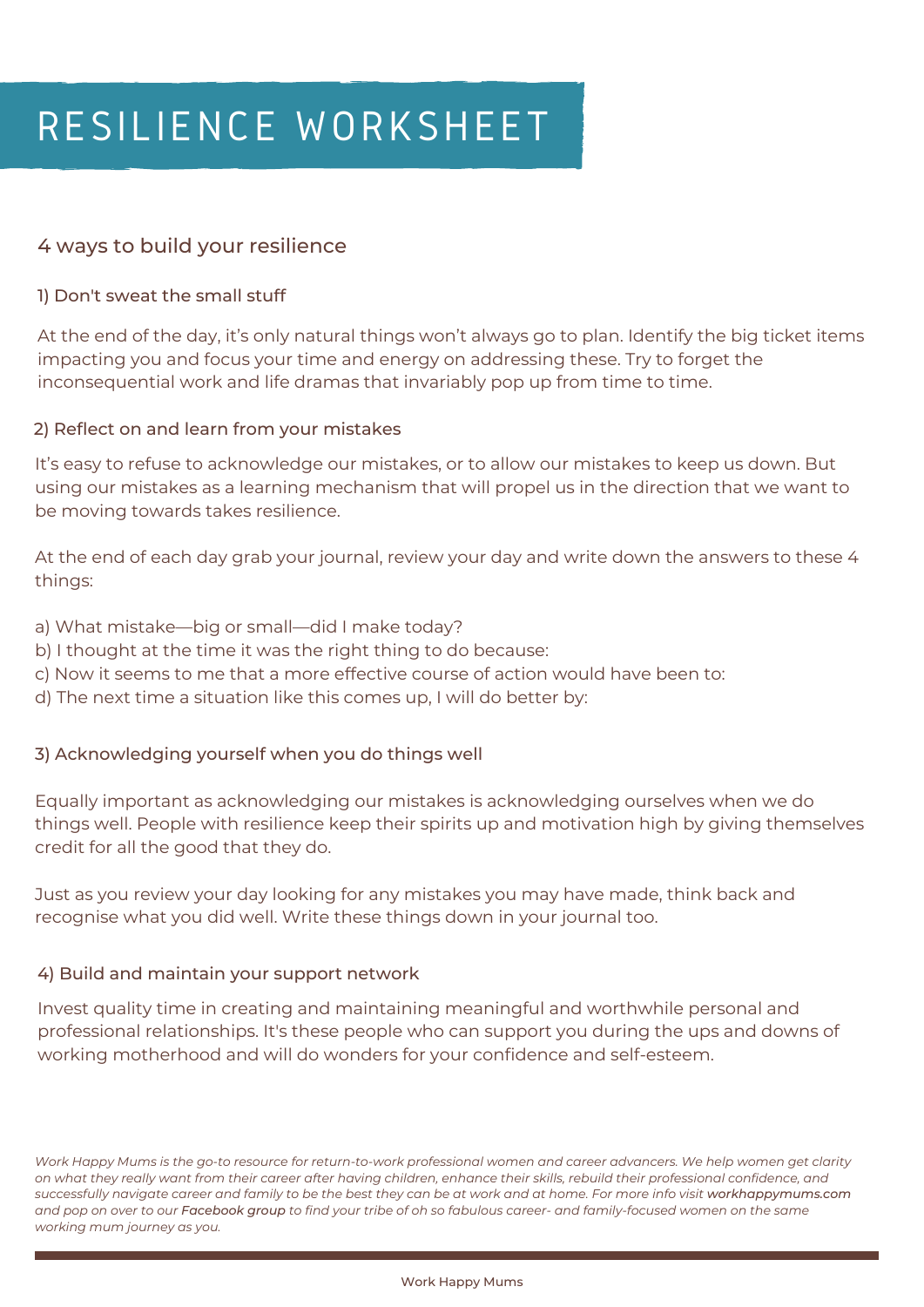# RESILIENCE WORKSHEET

## 4 ways to build your resilience

### 1) Don't sweat the small stuff

At the end of the day, it's only natural things won't always go to plan. Identify the big ticket items impacting you and focus your time and energy on addressing these. Try to forget the inconsequential work and life dramas that invariably pop up from time to time.

### 2) Reflect on and learn from your mistakes

It's easy to refuse to acknowledge our mistakes, or to allow our mistakes to keep us down. But using our mistakes as a learning mechanism that will propel us in the direction that we want to be moving towards takes resilience.

At the end of each day grab your journal, review your day and write down the answers to these 4 things:

a) What mistake—big or small—did I make today?
b) I thought at the time it was the right thing to do because:
c) Now it seems to me that a more effective course of action would have been to:
d) The next time a situation like this comes up, I will do better by:

### 3) Acknowledging yourself when you do things well

Equally important as acknowledging our mistakes is acknowledging ourselves when we do things well. People with resilience keep their spirits up and motivation high by giving themselves credit for all the good that they do.

Just as you review your day looking for any mistakes you may have made, think back and recognise what you did well. Write these things down in your journal too.

### 4) Build and maintain your support network

Invest quality time in creating and maintaining meaningful and worthwhile personal and professional relationships. It's these people who can support you during the ups and downs of working motherhood and will do wonders for your confidence and self-esteem.

*Work Happy Mums is the go-to resource for return-to-work professional women and career advancers. We help women get clarity on what they really want from their career after having children, enhance their skills, rebuild their professional confidence, and successfully navigate career and family to be the best they can be at work and at home. For more info visit **workhappymums.com** and pop on over to our **Facebook group** to find your tribe of oh so fabulous career- and family-focused women on the same working mum journey as you.*